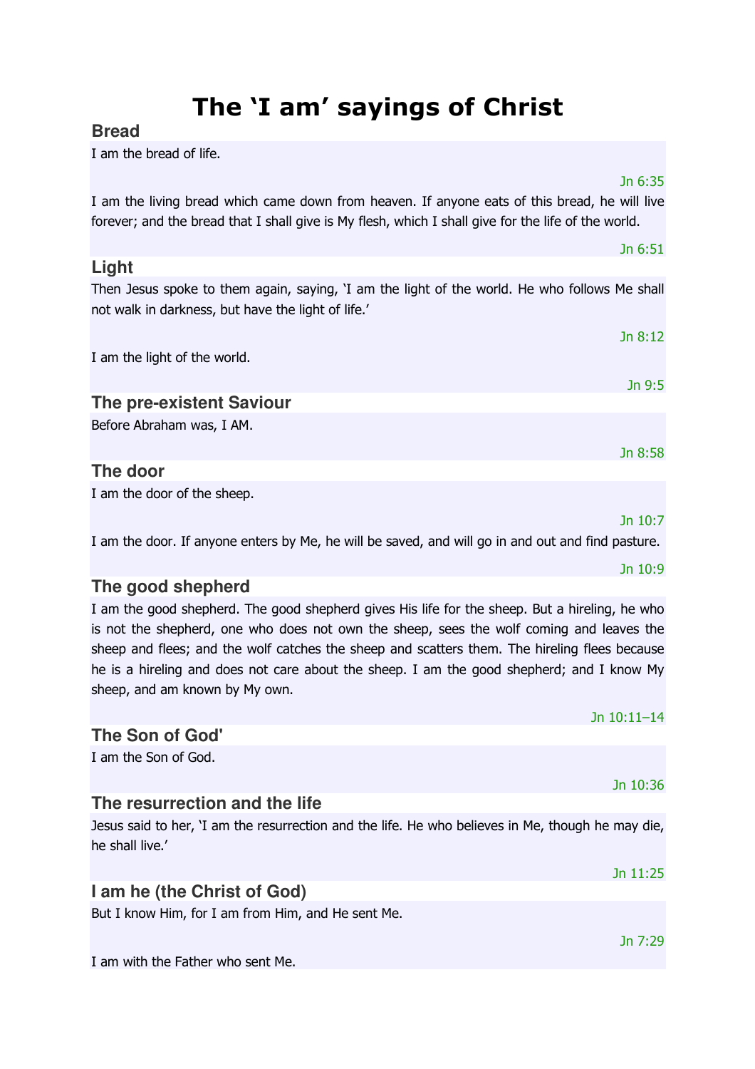# The ‘I am’ sayings of Christ

## Bread

I am the bread of life.

Jn 6:35

I am the living bread which came down from heaven. If anyone eats of this bread, he will live forever; and the bread that I shall give is My flesh, which I shall give for the life of the world.

Jn 6:51

## Light

Then Jesus spoke to them again, saying, ‘I am the light of the world. He who follows Me shall not walk in darkness, but have the light of life.’

Jn 8:12

I am the light of the world.

Jn 9:5

## The pre-existent Saviour

Before Abraham was, I AM.

Jn 8:58

## The door

I am the door of the sheep.

Jn 10:7

I am the door. If anyone enters by Me, he will be saved, and will go in and out and find pasture.

Jn 10:9

## The good shepherd

I am the good shepherd. The good shepherd gives His life for the sheep. But a hireling, he who is not the shepherd, one who does not own the sheep, sees the wolf coming and leaves the sheep and flees; and the wolf catches the sheep and scatters them. The hireling flees because he is a hireling and does not care about the sheep. I am the good shepherd; and I know My sheep, and am known by My own.

Jn 10:11–14

## The Son of God'

I am the Son of God.

Jn 10:36

## The resurrection and the life

Jesus said to her, ‘I am the resurrection and the life. He who believes in Me, though he may die, he shall live.’

Jn 11:25

## I am he (the Christ of God)

But I know Him, for I am from Him, and He sent Me.

Jn 7:29

I am with the Father who sent Me.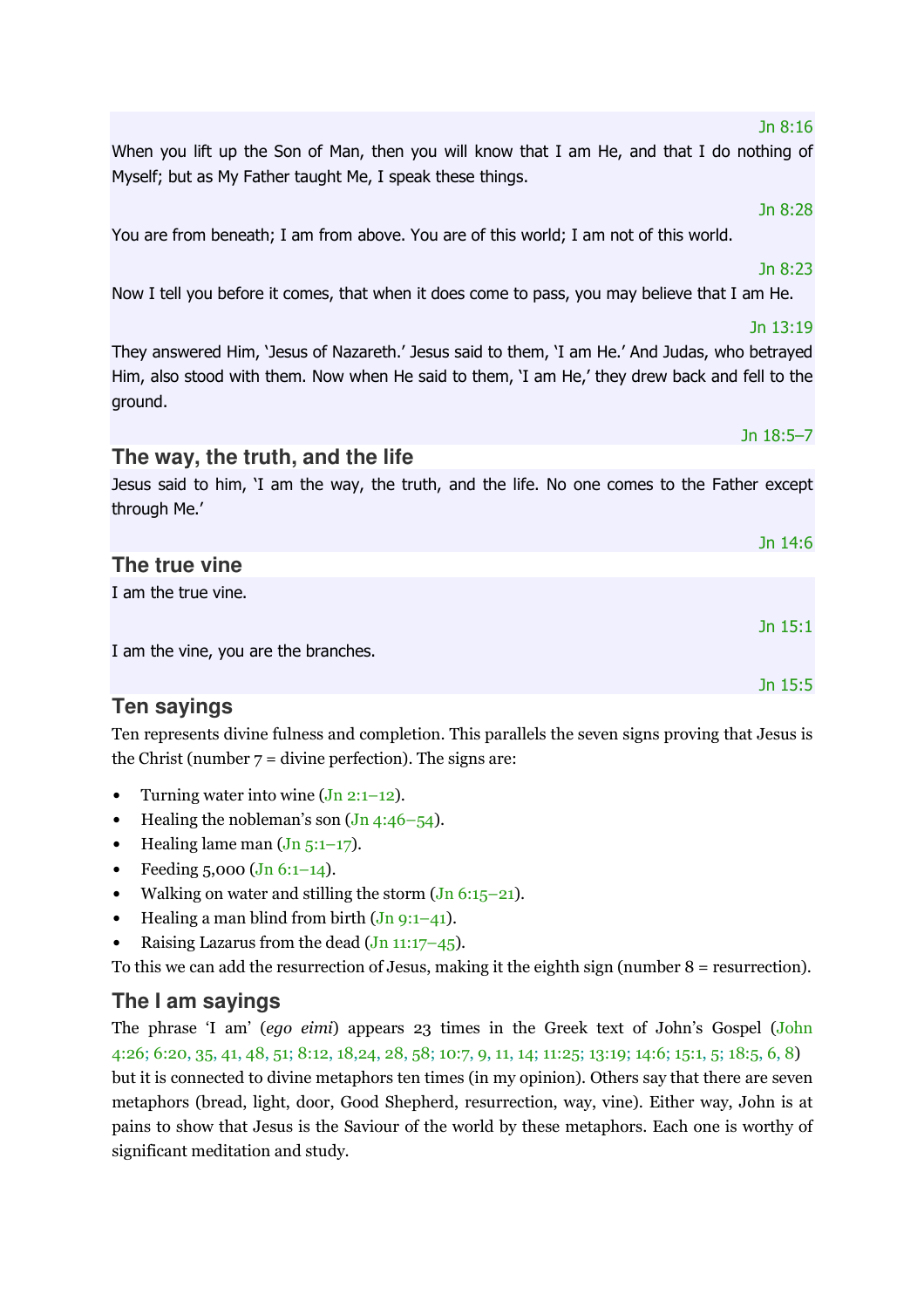Jn 8:16

When you lift up the Son of Man, then you will know that I am He, and that I do nothing of Myself; but as My Father taught Me, I speak these things.

Jn 8:28

You are from beneath; I am from above. You are of this world; I am not of this world.

Jn 8:23

Now I tell you before it comes, that when it does come to pass, you may believe that I am He.

Jn 13:19

They answered Him, 'Jesus of Nazareth.' Jesus said to them, 'I am He.' And Judas, who betrayed Him, also stood with them. Now when He said to them, 'I am He,' they drew back and fell to the ground.

Jn 18:5–7

### The way, the truth, and the life

Jesus said to him, 'I am the way, the truth, and the life. No one comes to the Father except through Me.'

Jn 14:6

### The true vine

I am the true vine.

Jn 15:1

I am the vine, you are the branches.

Jn 15:5

### Ten sayings

Ten represents divine fulness and completion. This parallels the seven signs proving that Jesus is the Christ (number 7 = divine perfection). The signs are:

- Turning water into wine (Jn 2:1–12).
- Healing the nobleman's son (Jn 4:46–54).
- Healing lame man (Jn 5:1–17).
- Feeding 5,000 (Jn 6:1–14).
- Walking on water and stilling the storm (Jn 6:15–21).
- Healing a man blind from birth (Jn 9:1–41).
- Raising Lazarus from the dead (Jn 11:17–45).

To this we can add the resurrection of Jesus, making it the eighth sign (number 8 = resurrection).

### The I am sayings

The phrase 'I am' (*ego eimi*) appears 23 times in the Greek text of John's Gospel (John 4:26; 6:20, 35, 41, 48, 51; 8:12, 18,24, 28, 58; 10:7, 9, 11, 14; 11:25; 13:19; 14:6; 15:1, 5; 18:5, 6, 8) but it is connected to divine metaphors ten times (in my opinion). Others say that there are seven metaphors (bread, light, door, Good Shepherd, resurrection, way, vine). Either way, John is at pains to show that Jesus is the Saviour of the world by these metaphors. Each one is worthy of significant meditation and study.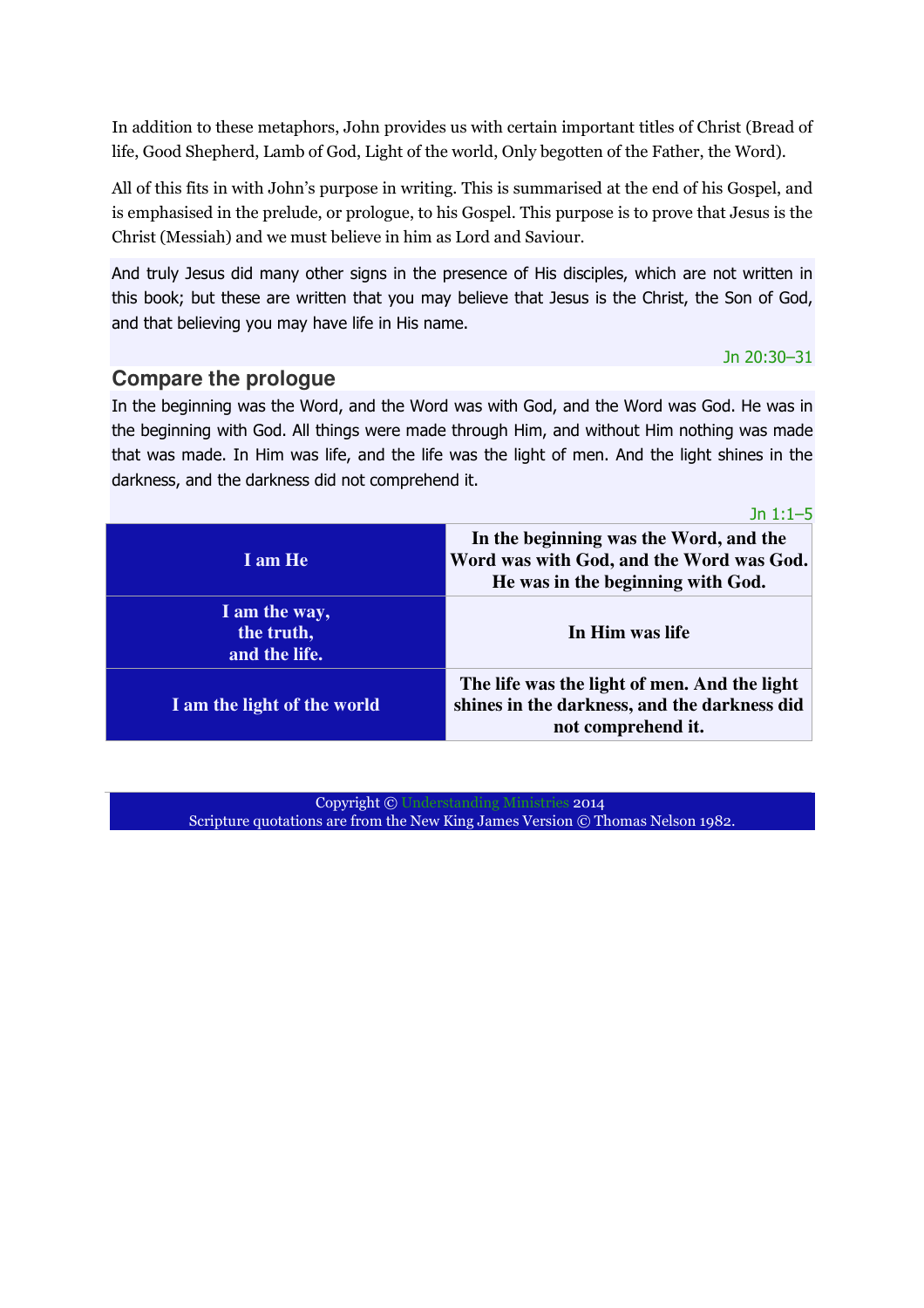In addition to these metaphors, John provides us with certain important titles of Christ (Bread of life, Good Shepherd, Lamb of God, Light of the world, Only begotten of the Father, the Word).

All of this fits in with John's purpose in writing. This is summarised at the end of his Gospel, and is emphasised in the prelude, or prologue, to his Gospel. This purpose is to prove that Jesus is the Christ (Messiah) and we must believe in him as Lord and Saviour.

> And truly Jesus did many other signs in the presence of His disciples, which are not written in this book; but these are written that you may believe that Jesus is the Christ, the Son of God, and that believing you may have life in His name.
>
> Jn 20:30–31

## Compare the prologue

> In the beginning was the Word, and the Word was with God, and the Word was God. He was in the beginning with God. All things were made through Him, and without Him nothing was made that was made. In Him was life, and the life was the light of men. And the light shines in the darkness, and the darkness did not comprehend it.
>
> Jn 1:1–5

| | |
|---|---|
| **I am He** | **In the beginning was the Word, and the Word was with God, and the Word was God. He was in the beginning with God.** |
| **I am the way, the truth, and the life.** | **In Him was life** |
| **I am the light of the world** | **The life was the light of men. And the light shines in the darkness, and the darkness did not comprehend it.** |

Copyright © Understanding Ministries 2014
Scripture quotations are from the New King James Version © Thomas Nelson 1982.